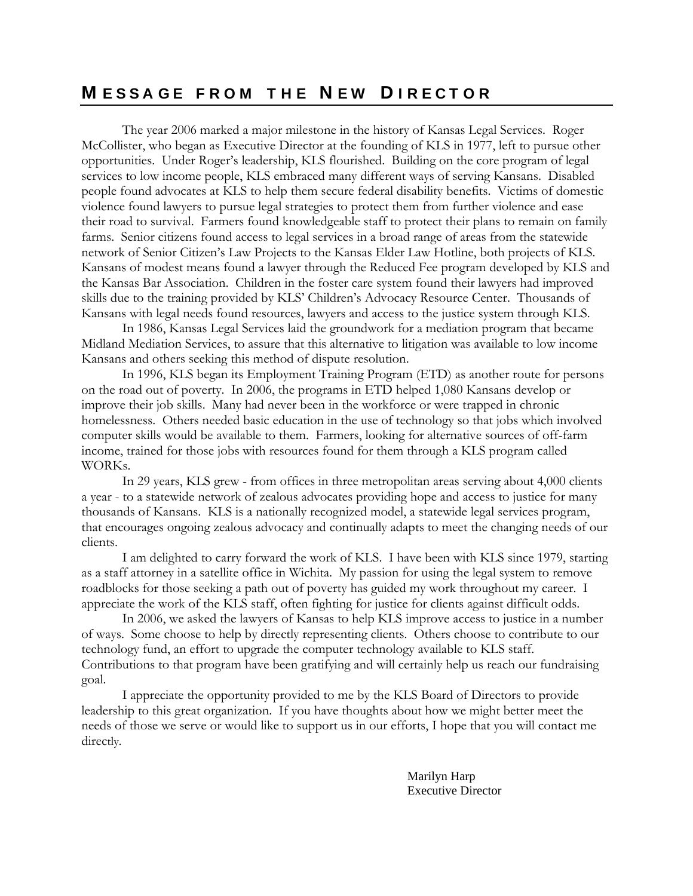# Message from the New Director

The year 2006 marked a major milestone in the history of Kansas Legal Services. Roger McCollister, who began as Executive Director at the founding of KLS in 1977, left to pursue other opportunities. Under Roger's leadership, KLS flourished. Building on the core program of legal services to low income people, KLS embraced many different ways of serving Kansans. Disabled people found advocates at KLS to help them secure federal disability benefits. Victims of domestic violence found lawyers to pursue legal strategies to protect them from further violence and ease their road to survival. Farmers found knowledgeable staff to protect their plans to remain on family farms. Senior citizens found access to legal services in a broad range of areas from the statewide network of Senior Citizen's Law Projects to the Kansas Elder Law Hotline, both projects of KLS. Kansans of modest means found a lawyer through the Reduced Fee program developed by KLS and the Kansas Bar Association. Children in the foster care system found their lawyers had improved skills due to the training provided by KLS' Children's Advocacy Resource Center. Thousands of Kansans with legal needs found resources, lawyers and access to the justice system through KLS.

In 1986, Kansas Legal Services laid the groundwork for a mediation program that became Midland Mediation Services, to assure that this alternative to litigation was available to low income Kansans and others seeking this method of dispute resolution.

In 1996, KLS began its Employment Training Program (ETD) as another route for persons on the road out of poverty. In 2006, the programs in ETD helped 1,080 Kansans develop or improve their job skills. Many had never been in the workforce or were trapped in chronic homelessness. Others needed basic education in the use of technology so that jobs which involved computer skills would be available to them. Farmers, looking for alternative sources of off-farm income, trained for those jobs with resources found for them through a KLS program called WORKs.

In 29 years, KLS grew - from offices in three metropolitan areas serving about 4,000 clients a year - to a statewide network of zealous advocates providing hope and access to justice for many thousands of Kansans. KLS is a nationally recognized model, a statewide legal services program, that encourages ongoing zealous advocacy and continually adapts to meet the changing needs of our clients.

I am delighted to carry forward the work of KLS. I have been with KLS since 1979, starting as a staff attorney in a satellite office in Wichita. My passion for using the legal system to remove roadblocks for those seeking a path out of poverty has guided my work throughout my career. I appreciate the work of the KLS staff, often fighting for justice for clients against difficult odds.

In 2006, we asked the lawyers of Kansas to help KLS improve access to justice in a number of ways. Some choose to help by directly representing clients. Others choose to contribute to our technology fund, an effort to upgrade the computer technology available to KLS staff. Contributions to that program have been gratifying and will certainly help us reach our fundraising goal.

I appreciate the opportunity provided to me by the KLS Board of Directors to provide leadership to this great organization. If you have thoughts about how we might better meet the needs of those we serve or would like to support us in our efforts, I hope that you will contact me directly.

Marilyn Harp
Executive Director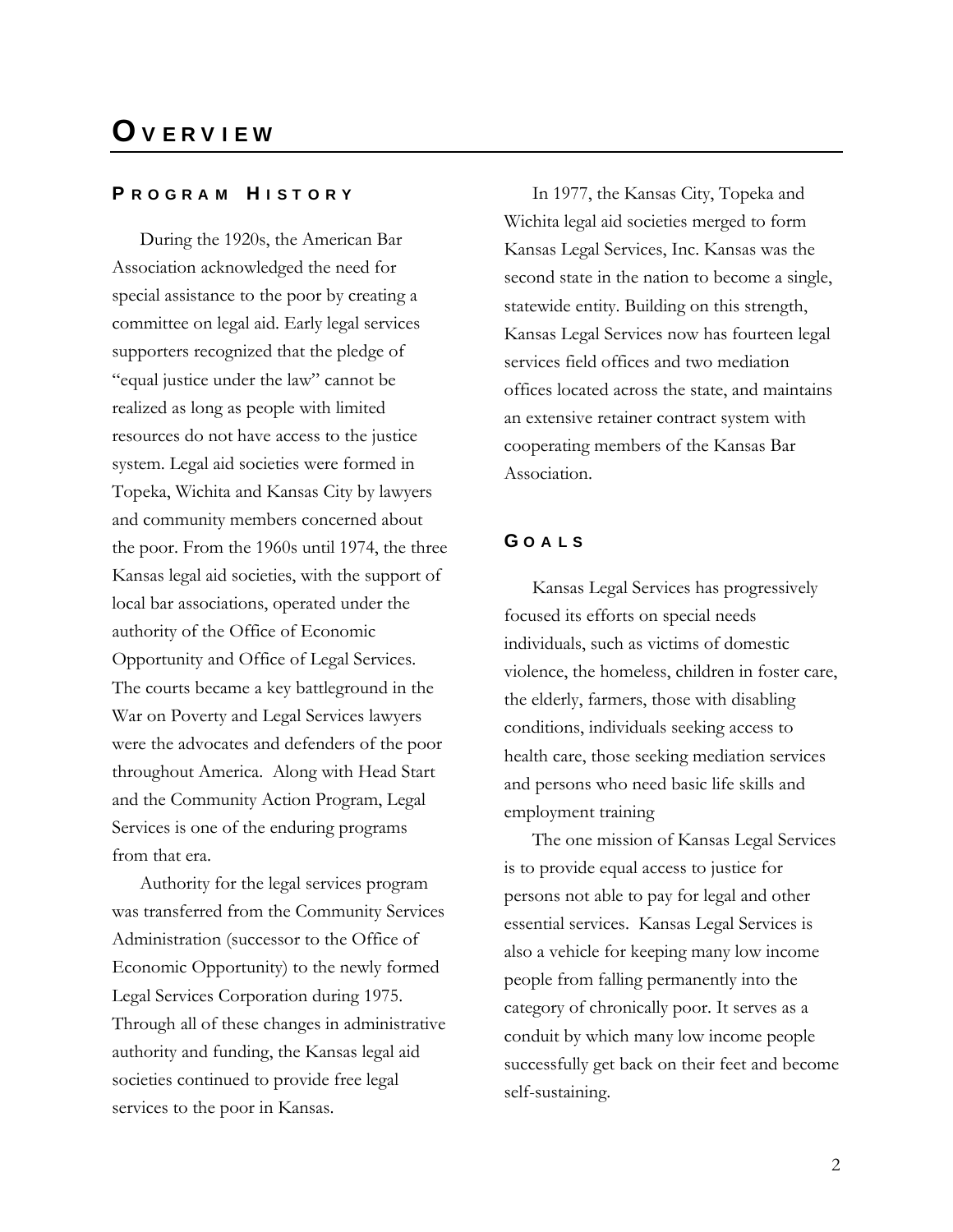# Overview

## Program History

During the 1920s, the American Bar Association acknowledged the need for special assistance to the poor by creating a committee on legal aid. Early legal services supporters recognized that the pledge of "equal justice under the law" cannot be realized as long as people with limited resources do not have access to the justice system. Legal aid societies were formed in Topeka, Wichita and Kansas City by lawyers and community members concerned about the poor. From the 1960s until 1974, the three Kansas legal aid societies, with the support of local bar associations, operated under the authority of the Office of Economic Opportunity and Office of Legal Services. The courts became a key battleground in the War on Poverty and Legal Services lawyers were the advocates and defenders of the poor throughout America. Along with Head Start and the Community Action Program, Legal Services is one of the enduring programs from that era.

Authority for the legal services program was transferred from the Community Services Administration (successor to the Office of Economic Opportunity) to the newly formed Legal Services Corporation during 1975. Through all of these changes in administrative authority and funding, the Kansas legal aid societies continued to provide free legal services to the poor in Kansas.

In 1977, the Kansas City, Topeka and Wichita legal aid societies merged to form Kansas Legal Services, Inc. Kansas was the second state in the nation to become a single, statewide entity. Building on this strength, Kansas Legal Services now has fourteen legal services field offices and two mediation offices located across the state, and maintains an extensive retainer contract system with cooperating members of the Kansas Bar Association.

## Goals

Kansas Legal Services has progressively focused its efforts on special needs individuals, such as victims of domestic violence, the homeless, children in foster care, the elderly, farmers, those with disabling conditions, individuals seeking access to health care, those seeking mediation services and persons who need basic life skills and employment training

The one mission of Kansas Legal Services is to provide equal access to justice for persons not able to pay for legal and other essential services. Kansas Legal Services is also a vehicle for keeping many low income people from falling permanently into the category of chronically poor. It serves as a conduit by which many low income people successfully get back on their feet and become self-sustaining.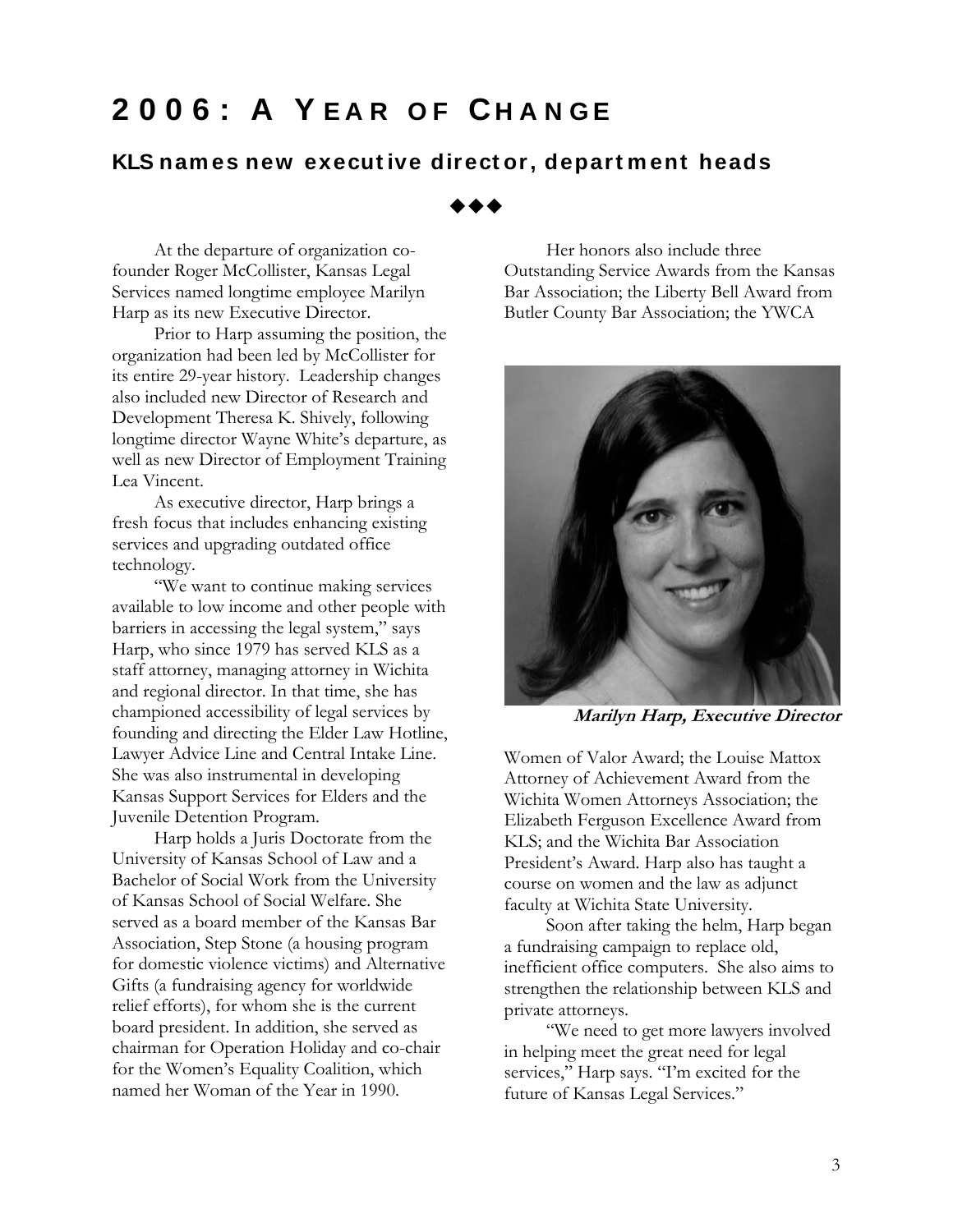# 2006: A YEAR OF CHANGE

## KLS names new executive director, department heads

◆◆◆

At the departure of organization co-founder Roger McCollister, Kansas Legal Services named longtime employee Marilyn Harp as its new Executive Director.

Prior to Harp assuming the position, the organization had been led by McCollister for its entire 29-year history. Leadership changes also included new Director of Research and Development Theresa K. Shively, following longtime director Wayne White's departure, as well as new Director of Employment Training Lea Vincent.

As executive director, Harp brings a fresh focus that includes enhancing existing services and upgrading outdated office technology.

"We want to continue making services available to low income and other people with barriers in accessing the legal system," says Harp, who since 1979 has served KLS as a staff attorney, managing attorney in Wichita and regional director. In that time, she has championed accessibility of legal services by founding and directing the Elder Law Hotline, Lawyer Advice Line and Central Intake Line. She was also instrumental in developing Kansas Support Services for Elders and the Juvenile Detention Program.

Harp holds a Juris Doctorate from the University of Kansas School of Law and a Bachelor of Social Work from the University of Kansas School of Social Welfare. She served as a board member of the Kansas Bar Association, Step Stone (a housing program for domestic violence victims) and Alternative Gifts (a fundraising agency for worldwide relief efforts), for whom she is the current board president. In addition, she served as chairman for Operation Holiday and co-chair for the Women's Equality Coalition, which named her Woman of the Year in 1990.

Her honors also include three Outstanding Service Awards from the Kansas Bar Association; the Liberty Bell Award from Butler County Bar Association; the YWCA Women of Valor Award; the Louise Mattox Attorney of Achievement Award from the Wichita Women Attorneys Association; the Elizabeth Ferguson Excellence Award from KLS; and the Wichita Bar Association President's Award. Harp also has taught a course on women and the law as adjunct faculty at Wichita State University.

***Marilyn Harp, Executive Director***

Soon after taking the helm, Harp began a fundraising campaign to replace old, inefficient office computers. She also aims to strengthen the relationship between KLS and private attorneys.

"We need to get more lawyers involved in helping meet the great need for legal services," Harp says. "I'm excited for the future of Kansas Legal Services."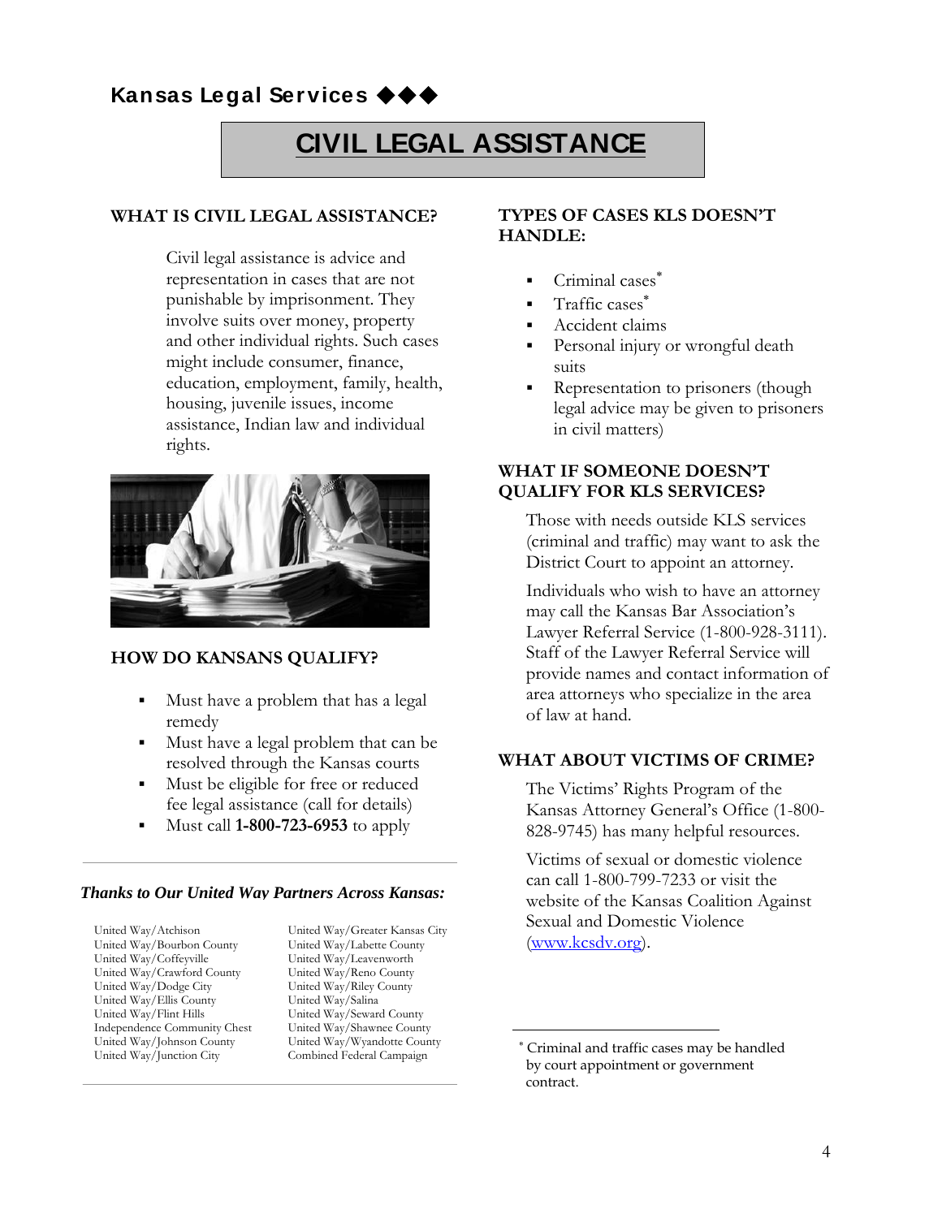## Kansas Legal Services ◆◆◆

# CIVIL LEGAL ASSISTANCE

### WHAT IS CIVIL LEGAL ASSISTANCE?

Civil legal assistance is advice and representation in cases that are not punishable by imprisonment. They involve suits over money, property and other individual rights. Such cases might include consumer, finance, education, employment, family, health, housing, juvenile issues, income assistance, Indian law and individual rights.

### HOW DO KANSANS QUALIFY?

- Must have a problem that has a legal remedy
- Must have a legal problem that can be resolved through the Kansas courts
- Must be eligible for free or reduced fee legal assistance (call for details)
- Must call **1-800-723-6953** to apply

***Thanks to Our United Way Partners Across Kansas:***

United Way/Atchison
United Way/Bourbon County
United Way/Coffeyville
United Way/Crawford County
United Way/Dodge City
United Way/Ellis County
United Way/Flint Hills
Independence Community Chest
United Way/Johnson County
United Way/Junction City
United Way/Greater Kansas City
United Way/Labette County
United Way/Leavenworth
United Way/Reno County
United Way/Riley County
United Way/Salina
United Way/Seward County
United Way/Shawnee County
United Way/Wyandotte County
Combined Federal Campaign

### TYPES OF CASES KLS DOESN'T HANDLE:

- Criminal cases*
- Traffic cases*
- Accident claims
- Personal injury or wrongful death suits
- Representation to prisoners (though legal advice may be given to prisoners in civil matters)

### WHAT IF SOMEONE DOESN'T QUALIFY FOR KLS SERVICES?

Those with needs outside KLS services (criminal and traffic) may want to ask the District Court to appoint an attorney.

Individuals who wish to have an attorney may call the Kansas Bar Association's Lawyer Referral Service (1-800-928-3111). Staff of the Lawyer Referral Service will provide names and contact information of area attorneys who specialize in the area of law at hand.

### WHAT ABOUT VICTIMS OF CRIME?

The Victims' Rights Program of the Kansas Attorney General's Office (1-800-828-9745) has many helpful resources.

Victims of sexual or domestic violence can call 1-800-799-7233 or visit the website of the Kansas Coalition Against Sexual and Domestic Violence (www.kcsdv.org).

* Criminal and traffic cases may be handled by court appointment or government contract.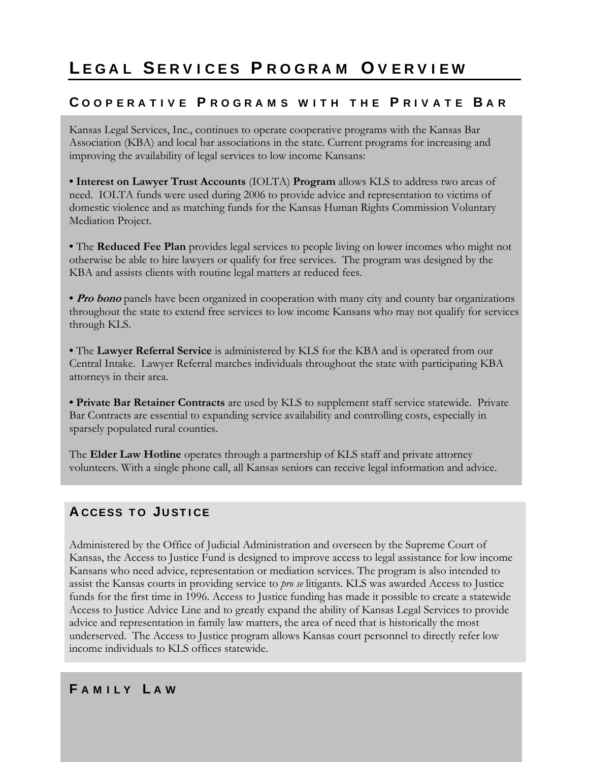# Legal Services Program Overview

## Cooperative Programs with the Private Bar

Kansas Legal Services, Inc., continues to operate cooperative programs with the Kansas Bar Association (KBA) and local bar associations in the state. Current programs for increasing and improving the availability of legal services to low income Kansans:

• **Interest on Lawyer Trust Accounts** (IOLTA) **Program** allows KLS to address two areas of need. IOLTA funds were used during 2006 to provide advice and representation to victims of domestic violence and as matching funds for the Kansas Human Rights Commission Voluntary Mediation Project.

• The **Reduced Fee Plan** provides legal services to people living on lower incomes who might not otherwise be able to hire lawyers or qualify for free services. The program was designed by the KBA and assists clients with routine legal matters at reduced fees.

• ***Pro bono*** panels have been organized in cooperation with many city and county bar organizations throughout the state to extend free services to low income Kansans who may not qualify for services through KLS.

• The **Lawyer Referral Service** is administered by KLS for the KBA and is operated from our Central Intake. Lawyer Referral matches individuals throughout the state with participating KBA attorneys in their area.

• **Private Bar Retainer Contracts** are used by KLS to supplement staff service statewide. Private Bar Contracts are essential to expanding service availability and controlling costs, especially in sparsely populated rural counties.

The **Elder Law Hotline** operates through a partnership of KLS staff and private attorney volunteers. With a single phone call, all Kansas seniors can receive legal information and advice.

## Access to Justice

Administered by the Office of Judicial Administration and overseen by the Supreme Court of Kansas, the Access to Justice Fund is designed to improve access to legal assistance for low income Kansans who need advice, representation or mediation services. The program is also intended to assist the Kansas courts in providing service to *pro se* litigants. KLS was awarded Access to Justice funds for the first time in 1996. Access to Justice funding has made it possible to create a statewide Access to Justice Advice Line and to greatly expand the ability of Kansas Legal Services to provide advice and representation in family law matters, the area of need that is historically the most underserved. The Access to Justice program allows Kansas court personnel to directly refer low income individuals to KLS offices statewide.

## Family Law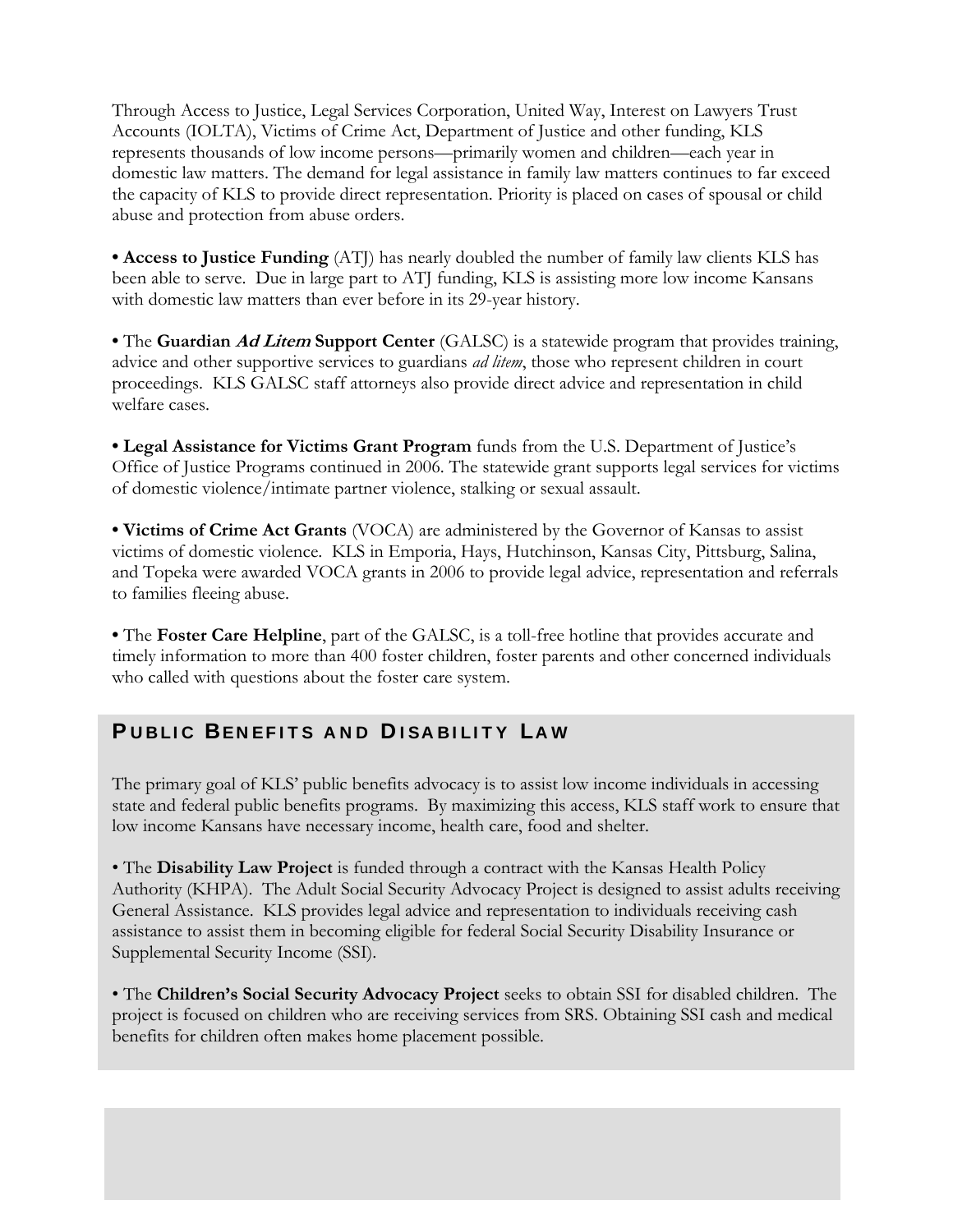Through Access to Justice, Legal Services Corporation, United Way, Interest on Lawyers Trust Accounts (IOLTA), Victims of Crime Act, Department of Justice and other funding, KLS represents thousands of low income persons—primarily women and children—each year in domestic law matters. The demand for legal assistance in family law matters continues to far exceed the capacity of KLS to provide direct representation. Priority is placed on cases of spousal or child abuse and protection from abuse orders.

• **Access to Justice Funding** (ATJ) has nearly doubled the number of family law clients KLS has been able to serve. Due in large part to ATJ funding, KLS is assisting more low income Kansans with domestic law matters than ever before in its 29-year history.

• The **Guardian *Ad Litem* Support Center** (GALSC) is a statewide program that provides training, advice and other supportive services to guardians *ad litem*, those who represent children in court proceedings. KLS GALSC staff attorneys also provide direct advice and representation in child welfare cases.

• **Legal Assistance for Victims Grant Program** funds from the U.S. Department of Justice's Office of Justice Programs continued in 2006. The statewide grant supports legal services for victims of domestic violence/intimate partner violence, stalking or sexual assault.

• **Victims of Crime Act Grants** (VOCA) are administered by the Governor of Kansas to assist victims of domestic violence. KLS in Emporia, Hays, Hutchinson, Kansas City, Pittsburg, Salina, and Topeka were awarded VOCA grants in 2006 to provide legal advice, representation and referrals to families fleeing abuse.

• The **Foster Care Helpline**, part of the GALSC, is a toll-free hotline that provides accurate and timely information to more than 400 foster children, foster parents and other concerned individuals who called with questions about the foster care system.

## Public Benefits and Disability Law

The primary goal of KLS' public benefits advocacy is to assist low income individuals in accessing state and federal public benefits programs. By maximizing this access, KLS staff work to ensure that low income Kansans have necessary income, health care, food and shelter.

• The **Disability Law Project** is funded through a contract with the Kansas Health Policy Authority (KHPA). The Adult Social Security Advocacy Project is designed to assist adults receiving General Assistance. KLS provides legal advice and representation to individuals receiving cash assistance to assist them in becoming eligible for federal Social Security Disability Insurance or Supplemental Security Income (SSI).

• The **Children's Social Security Advocacy Project** seeks to obtain SSI for disabled children. The project is focused on children who are receiving services from SRS. Obtaining SSI cash and medical benefits for children often makes home placement possible.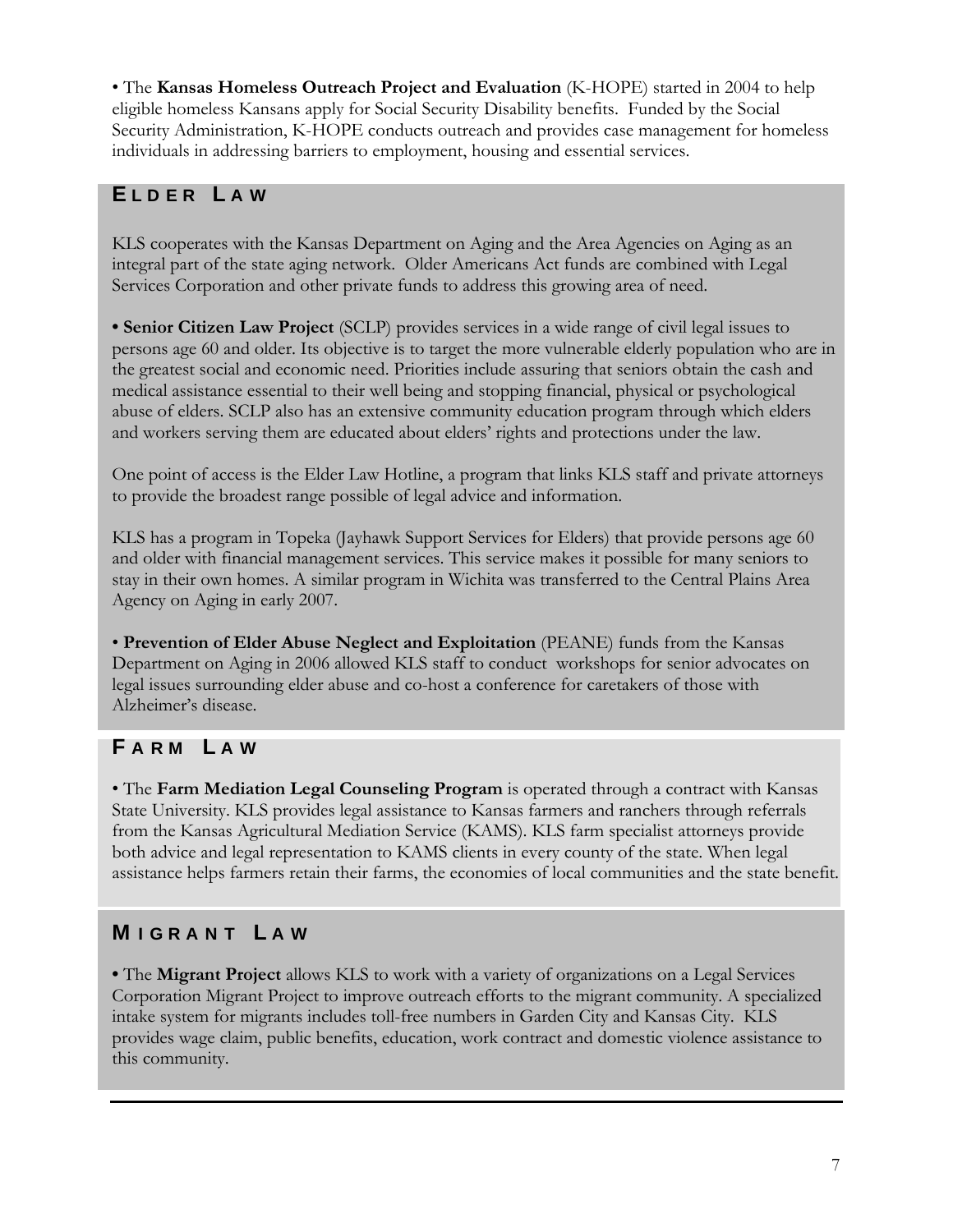• The **Kansas Homeless Outreach Project and Evaluation** (K-HOPE) started in 2004 to help eligible homeless Kansans apply for Social Security Disability benefits. Funded by the Social Security Administration, K-HOPE conducts outreach and provides case management for homeless individuals in addressing barriers to employment, housing and essential services.

## ELDER LAW

KLS cooperates with the Kansas Department on Aging and the Area Agencies on Aging as an integral part of the state aging network. Older Americans Act funds are combined with Legal Services Corporation and other private funds to address this growing area of need.

**• Senior Citizen Law Project** (SCLP) provides services in a wide range of civil legal issues to persons age 60 and older. Its objective is to target the more vulnerable elderly population who are in the greatest social and economic need. Priorities include assuring that seniors obtain the cash and medical assistance essential to their well being and stopping financial, physical or psychological abuse of elders. SCLP also has an extensive community education program through which elders and workers serving them are educated about elders' rights and protections under the law.

One point of access is the Elder Law Hotline, a program that links KLS staff and private attorneys to provide the broadest range possible of legal advice and information.

KLS has a program in Topeka (Jayhawk Support Services for Elders) that provide persons age 60 and older with financial management services. This service makes it possible for many seniors to stay in their own homes. A similar program in Wichita was transferred to the Central Plains Area Agency on Aging in early 2007.

• **Prevention of Elder Abuse Neglect and Exploitation** (PEANE) funds from the Kansas Department on Aging in 2006 allowed KLS staff to conduct workshops for senior advocates on legal issues surrounding elder abuse and co-host a conference for caretakers of those with Alzheimer's disease.

## FARM LAW

• The **Farm Mediation Legal Counseling Program** is operated through a contract with Kansas State University. KLS provides legal assistance to Kansas farmers and ranchers through referrals from the Kansas Agricultural Mediation Service (KAMS). KLS farm specialist attorneys provide both advice and legal representation to KAMS clients in every county of the state. When legal assistance helps farmers retain their farms, the economies of local communities and the state benefit.

## MIGRANT LAW

**•** The **Migrant Project** allows KLS to work with a variety of organizations on a Legal Services Corporation Migrant Project to improve outreach efforts to the migrant community. A specialized intake system for migrants includes toll-free numbers in Garden City and Kansas City. KLS provides wage claim, public benefits, education, work contract and domestic violence assistance to this community.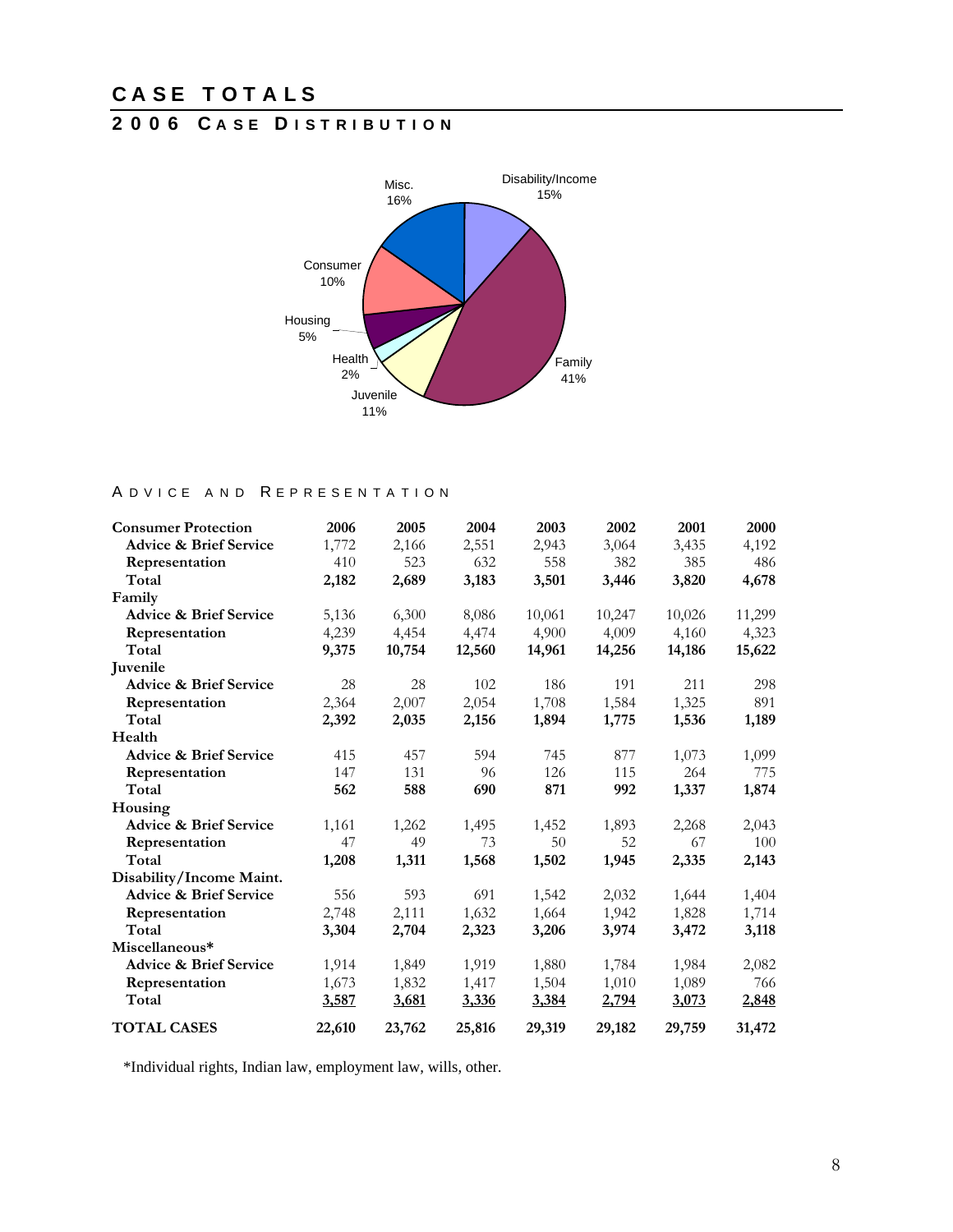# CASE TOTALS

## 2006 Case Distribution

Misc. 16%
Disability/Income 15%
Consumer 10%
Housing 5%
Health 2%
Juvenile 11%
Family 41%

### Advice and Representation

| Consumer Protection | 2006 | 2005 | 2004 | 2003 | 2002 | 2001 | 2000 |
|---|---|---|---|---|---|---|---|
| Advice & Brief Service | 1,772 | 2,166 | 2,551 | 2,943 | 3,064 | 3,435 | 4,192 |
| Representation | 410 | 523 | 632 | 558 | 382 | 385 | 486 |
| **Total** | **2,182** | **2,689** | **3,183** | **3,501** | **3,446** | **3,820** | **4,678** |
| **Family** | | | | | | | |
| Advice & Brief Service | 5,136 | 6,300 | 8,086 | 10,061 | 10,247 | 10,026 | 11,299 |
| Representation | 4,239 | 4,454 | 4,474 | 4,900 | 4,009 | 4,160 | 4,323 |
| **Total** | **9,375** | **10,754** | **12,560** | **14,961** | **14,256** | **14,186** | **15,622** |
| **Juvenile** | | | | | | | |
| Advice & Brief Service | 28 | 28 | 102 | 186 | 191 | 211 | 298 |
| Representation | 2,364 | 2,007 | 2,054 | 1,708 | 1,584 | 1,325 | 891 |
| **Total** | **2,392** | **2,035** | **2,156** | **1,894** | **1,775** | **1,536** | **1,189** |
| **Health** | | | | | | | |
| Advice & Brief Service | 415 | 457 | 594 | 745 | 877 | 1,073 | 1,099 |
| Representation | 147 | 131 | 96 | 126 | 115 | 264 | 775 |
| **Total** | **562** | **588** | **690** | **871** | **992** | **1,337** | **1,874** |
| **Housing** | | | | | | | |
| Advice & Brief Service | 1,161 | 1,262 | 1,495 | 1,452 | 1,893 | 2,268 | 2,043 |
| Representation | 47 | 49 | 73 | 50 | 52 | 67 | 100 |
| **Total** | **1,208** | **1,311** | **1,568** | **1,502** | **1,945** | **2,335** | **2,143** |
| **Disability/Income Maint.** | | | | | | | |
| Advice & Brief Service | 556 | 593 | 691 | 1,542 | 2,032 | 1,644 | 1,404 |
| Representation | 2,748 | 2,111 | 1,632 | 1,664 | 1,942 | 1,828 | 1,714 |
| **Total** | **3,304** | **2,704** | **2,323** | **3,206** | **3,974** | **3,472** | **3,118** |
| **Miscellaneous*** | | | | | | | |
| Advice & Brief Service | 1,914 | 1,849 | 1,919 | 1,880 | 1,784 | 1,984 | 2,082 |
| Representation | 1,673 | 1,832 | 1,417 | 1,504 | 1,010 | 1,089 | 766 |
| **Total** | **3,587** | **3,681** | **3,336** | **3,384** | **2,794** | **3,073** | **2,848** |
| **TOTAL CASES** | **22,610** | **23,762** | **25,816** | **29,319** | **29,182** | **29,759** | **31,472** |

*Individual rights, Indian law, employment law, wills, other.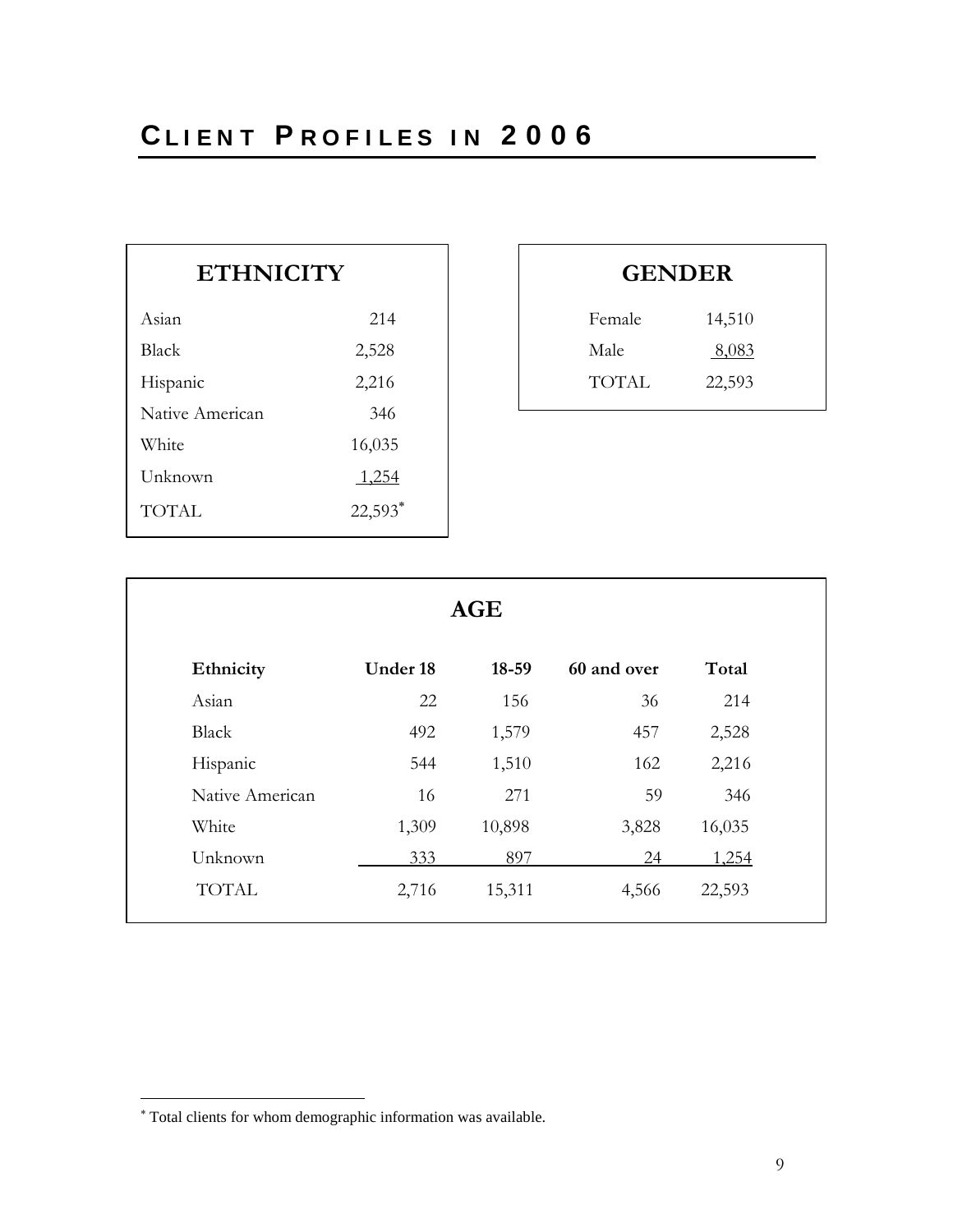# Client Profiles in 2006

## ETHNICITY

| Ethnicity | Count |
|---|---|
| Asian | 214 |
| Black | 2,528 |
| Hispanic | 2,216 |
| Native American | 346 |
| White | 16,035 |
| Unknown | 1,254 |
| TOTAL | 22,593* |

## GENDER

| Gender | Count |
|---|---|
| Female | 14,510 |
| Male | 8,083 |
| TOTAL | 22,593 |

## AGE

| Ethnicity | Under 18 | 18-59 | 60 and over | Total |
|---|---|---|---|---|
| Asian | 22 | 156 | 36 | 214 |
| Black | 492 | 1,579 | 457 | 2,528 |
| Hispanic | 544 | 1,510 | 162 | 2,216 |
| Native American | 16 | 271 | 59 | 346 |
| White | 1,309 | 10,898 | 3,828 | 16,035 |
| Unknown | 333 | 897 | 24 | 1,254 |
| TOTAL | 2,716 | 15,311 | 4,566 | 22,593 |

* Total clients for whom demographic information was available.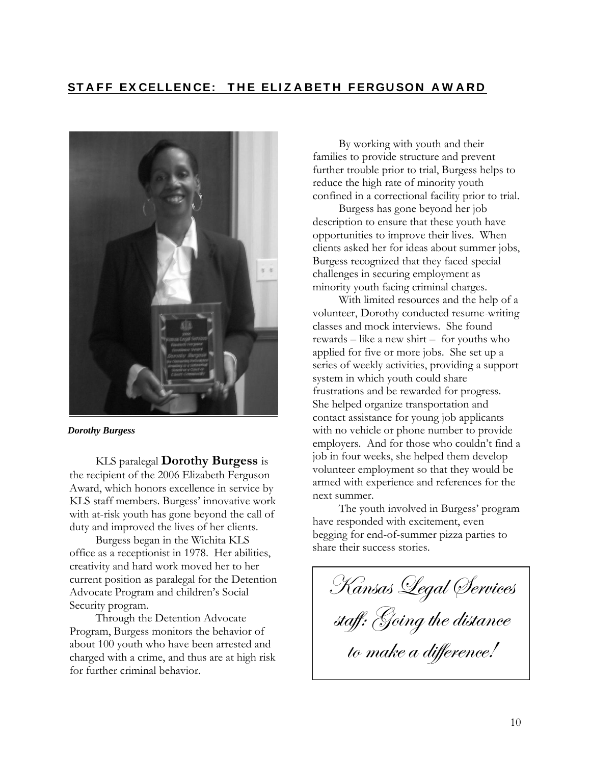## STAFF EXCELLENCE: THE ELIZABETH FERGUSON AWARD

*Dorothy Burgess*

KLS paralegal **Dorothy Burgess** is the recipient of the 2006 Elizabeth Ferguson Award, which honors excellence in service by KLS staff members. Burgess' innovative work with at-risk youth has gone beyond the call of duty and improved the lives of her clients.

Burgess began in the Wichita KLS office as a receptionist in 1978. Her abilities, creativity and hard work moved her to her current position as paralegal for the Detention Advocate Program and children's Social Security program.

Through the Detention Advocate Program, Burgess monitors the behavior of about 100 youth who have been arrested and charged with a crime, and thus are at high risk for further criminal behavior.

By working with youth and their families to provide structure and prevent further trouble prior to trial, Burgess helps to reduce the high rate of minority youth confined in a correctional facility prior to trial.

Burgess has gone beyond her job description to ensure that these youth have opportunities to improve their lives. When clients asked her for ideas about summer jobs, Burgess recognized that they faced special challenges in securing employment as minority youth facing criminal charges.

With limited resources and the help of a volunteer, Dorothy conducted resume-writing classes and mock interviews. She found rewards – like a new shirt – for youths who applied for five or more jobs. She set up a series of weekly activities, providing a support system in which youth could share frustrations and be rewarded for progress. She helped organize transportation and contact assistance for young job applicants with no vehicle or phone number to provide employers. And for those who couldn't find a job in four weeks, she helped them develop volunteer employment so that they would be armed with experience and references for the next summer.

The youth involved in Burgess' program have responded with excitement, even begging for end-of-summer pizza parties to share their success stories.

*Kansas Legal Services staff: Going the distance to make a difference!*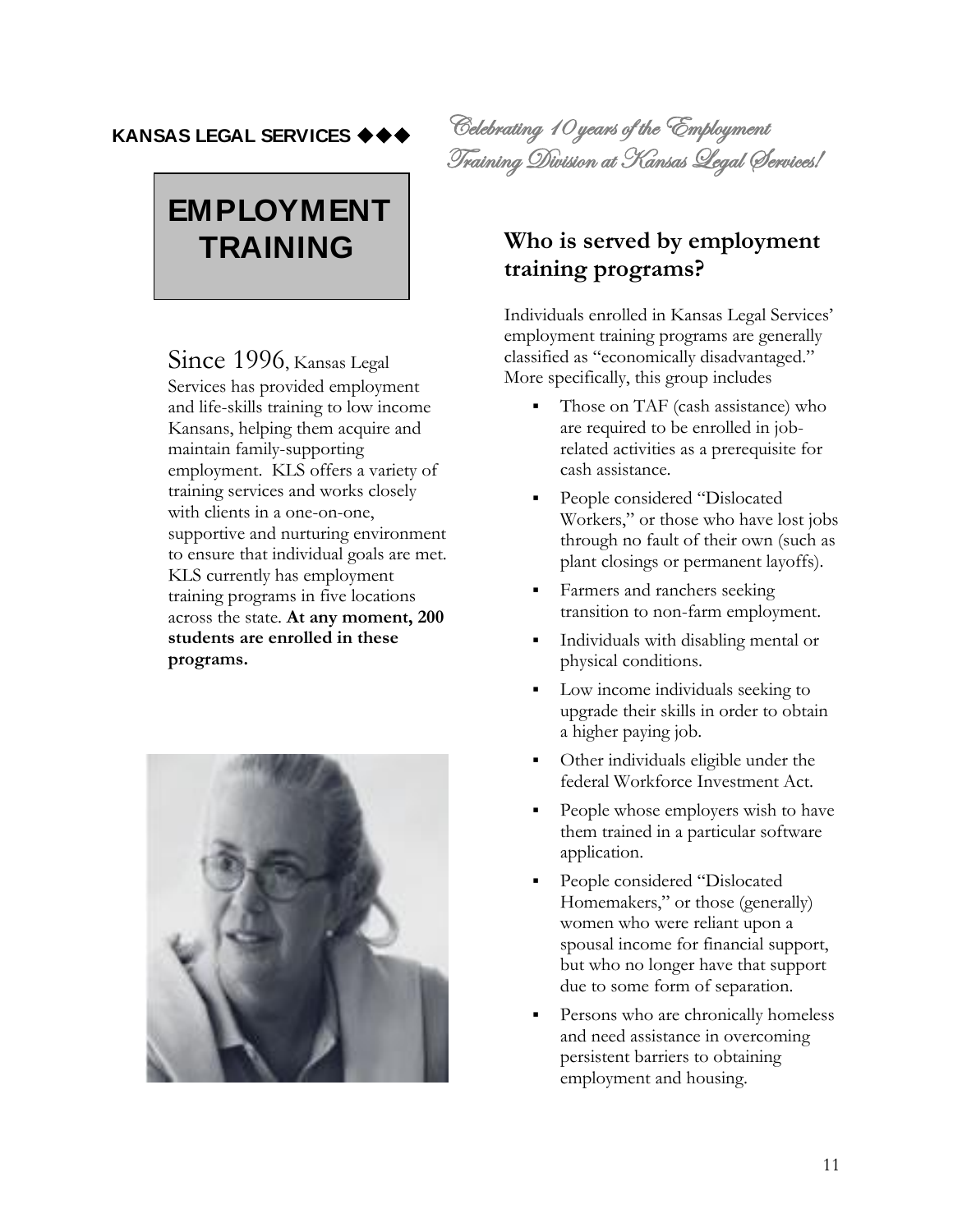**KANSAS LEGAL SERVICES ◆◆◆**

*Celebrating 10 years of the Employment Training Division at Kansas Legal Services!*

# EMPLOYMENT TRAINING

Since 1996, Kansas Legal Services has provided employment and life-skills training to low income Kansans, helping them acquire and maintain family-supporting employment. KLS offers a variety of training services and works closely with clients in a one-on-one, supportive and nurturing environment to ensure that individual goals are met. KLS currently has employment training programs in five locations across the state. **At any moment, 200 students are enrolled in these programs.**

## Who is served by employment training programs?

Individuals enrolled in Kansas Legal Services' employment training programs are generally classified as "economically disadvantaged." More specifically, this group includes

- Those on TAF (cash assistance) who are required to be enrolled in job-related activities as a prerequisite for cash assistance.
- People considered "Dislocated Workers," or those who have lost jobs through no fault of their own (such as plant closings or permanent layoffs).
- Farmers and ranchers seeking transition to non-farm employment.
- Individuals with disabling mental or physical conditions.
- Low income individuals seeking to upgrade their skills in order to obtain a higher paying job.
- Other individuals eligible under the federal Workforce Investment Act.
- People whose employers wish to have them trained in a particular software application.
- People considered "Dislocated Homemakers," or those (generally) women who were reliant upon a spousal income for financial support, but who no longer have that support due to some form of separation.
- Persons who are chronically homeless and need assistance in overcoming persistent barriers to obtaining employment and housing.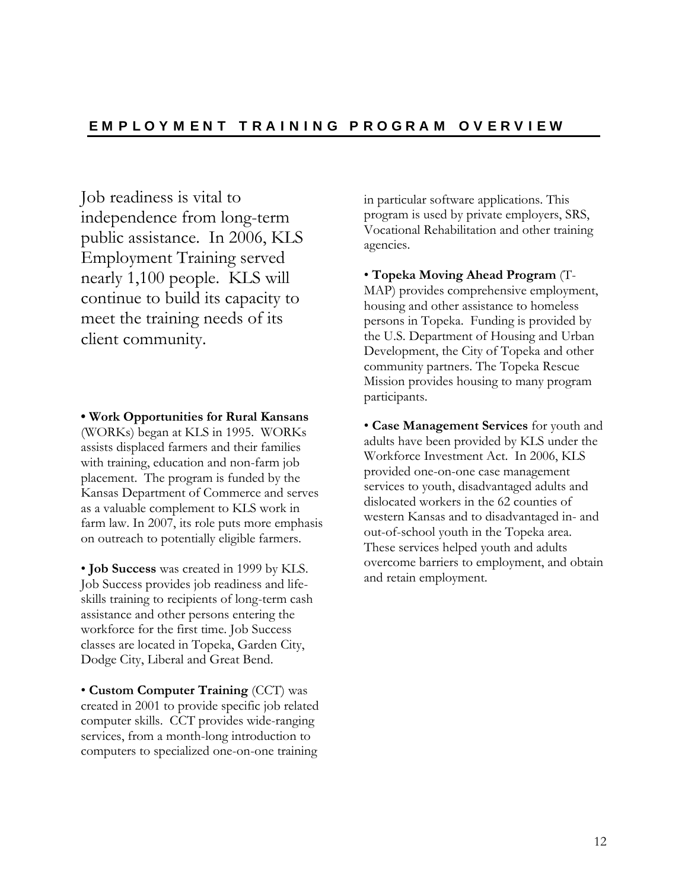## EMPLOYMENT TRAINING PROGRAM OVERVIEW

Job readiness is vital to independence from long-term public assistance. In 2006, KLS Employment Training served nearly 1,100 people. KLS will continue to build its capacity to meet the training needs of its client community.

• **Work Opportunities for Rural Kansans** (WORKs) began at KLS in 1995. WORKs assists displaced farmers and their families with training, education and non-farm job placement. The program is funded by the Kansas Department of Commerce and serves as a valuable complement to KLS work in farm law. In 2007, its role puts more emphasis on outreach to potentially eligible farmers.

• **Job Success** was created in 1999 by KLS. Job Success provides job readiness and life-skills training to recipients of long-term cash assistance and other persons entering the workforce for the first time. Job Success classes are located in Topeka, Garden City, Dodge City, Liberal and Great Bend.

• **Custom Computer Training** (CCT) was created in 2001 to provide specific job related computer skills. CCT provides wide-ranging services, from a month-long introduction to computers to specialized one-on-one training in particular software applications. This program is used by private employers, SRS, Vocational Rehabilitation and other training agencies.

• **Topeka Moving Ahead Program** (T-MAP) provides comprehensive employment, housing and other assistance to homeless persons in Topeka. Funding is provided by the U.S. Department of Housing and Urban Development, the City of Topeka and other community partners. The Topeka Rescue Mission provides housing to many program participants.

• **Case Management Services** for youth and adults have been provided by KLS under the Workforce Investment Act. In 2006, KLS provided one-on-one case management services to youth, disadvantaged adults and dislocated workers in the 62 counties of western Kansas and to disadvantaged in- and out-of-school youth in the Topeka area. These services helped youth and adults overcome barriers to employment, and obtain and retain employment.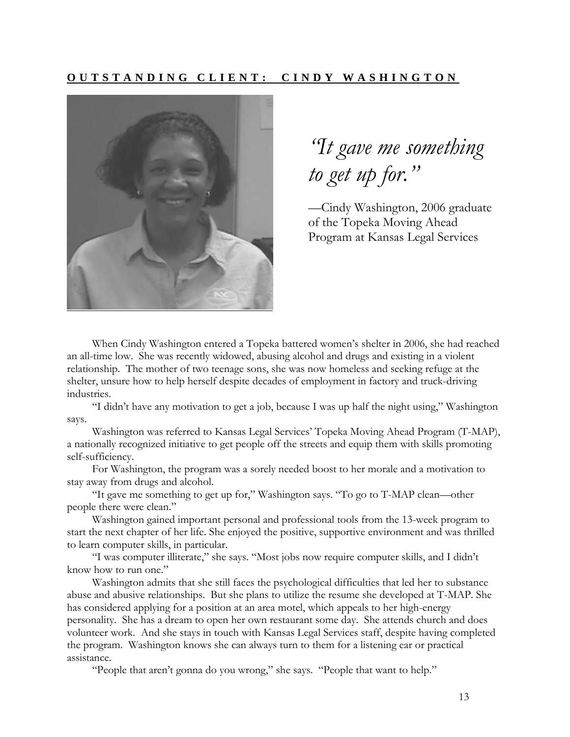## OUTSTANDING CLIENT: CINDY WASHINGTON

*"It gave me something to get up for."*

—Cindy Washington, 2006 graduate of the Topeka Moving Ahead Program at Kansas Legal Services

When Cindy Washington entered a Topeka battered women's shelter in 2006, she had reached an all-time low. She was recently widowed, abusing alcohol and drugs and existing in a violent relationship. The mother of two teenage sons, she was now homeless and seeking refuge at the shelter, unsure how to help herself despite decades of employment in factory and truck-driving industries.

"I didn't have any motivation to get a job, because I was up half the night using," Washington says.

Washington was referred to Kansas Legal Services' Topeka Moving Ahead Program (T-MAP), a nationally recognized initiative to get people off the streets and equip them with skills promoting self-sufficiency.

For Washington, the program was a sorely needed boost to her morale and a motivation to stay away from drugs and alcohol.

"It gave me something to get up for," Washington says. "To go to T-MAP clean—other people there were clean."

Washington gained important personal and professional tools from the 13-week program to start the next chapter of her life. She enjoyed the positive, supportive environment and was thrilled to learn computer skills, in particular.

"I was computer illiterate," she says. "Most jobs now require computer skills, and I didn't know how to run one."

Washington admits that she still faces the psychological difficulties that led her to substance abuse and abusive relationships. But she plans to utilize the resume she developed at T-MAP. She has considered applying for a position at an area motel, which appeals to her high-energy personality. She has a dream to open her own restaurant some day. She attends church and does volunteer work. And she stays in touch with Kansas Legal Services staff, despite having completed the program. Washington knows she can always turn to them for a listening ear or practical assistance.

"People that aren't gonna do you wrong," she says. "People that want to help."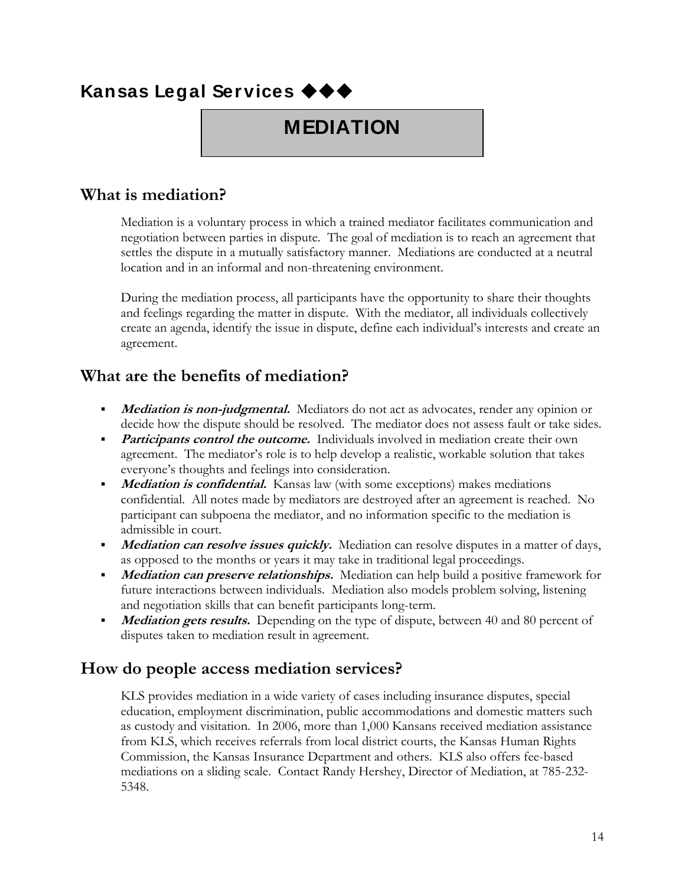# Kansas Legal Services ◆◆◆

# MEDIATION

## What is mediation?

Mediation is a voluntary process in which a trained mediator facilitates communication and negotiation between parties in dispute. The goal of mediation is to reach an agreement that settles the dispute in a mutually satisfactory manner. Mediations are conducted at a neutral location and in an informal and non-threatening environment.

During the mediation process, all participants have the opportunity to share their thoughts and feelings regarding the matter in dispute. With the mediator, all individuals collectively create an agenda, identify the issue in dispute, define each individual's interests and create an agreement.

## What are the benefits of mediation?

- ***Mediation is non-judgmental.*** Mediators do not act as advocates, render any opinion or decide how the dispute should be resolved. The mediator does not assess fault or take sides.
- ***Participants control the outcome.*** Individuals involved in mediation create their own agreement. The mediator's role is to help develop a realistic, workable solution that takes everyone's thoughts and feelings into consideration.
- ***Mediation is confidential.*** Kansas law (with some exceptions) makes mediations confidential. All notes made by mediators are destroyed after an agreement is reached. No participant can subpoena the mediator, and no information specific to the mediation is admissible in court.
- ***Mediation can resolve issues quickly.*** Mediation can resolve disputes in a matter of days, as opposed to the months or years it may take in traditional legal proceedings.
- ***Mediation can preserve relationships.*** Mediation can help build a positive framework for future interactions between individuals. Mediation also models problem solving, listening and negotiation skills that can benefit participants long-term.
- ***Mediation gets results.*** Depending on the type of dispute, between 40 and 80 percent of disputes taken to mediation result in agreement.

## How do people access mediation services?

KLS provides mediation in a wide variety of cases including insurance disputes, special education, employment discrimination, public accommodations and domestic matters such as custody and visitation. In 2006, more than 1,000 Kansans received mediation assistance from KLS, which receives referrals from local district courts, the Kansas Human Rights Commission, the Kansas Insurance Department and others. KLS also offers fee-based mediations on a sliding scale. Contact Randy Hershey, Director of Mediation, at 785-232-5348.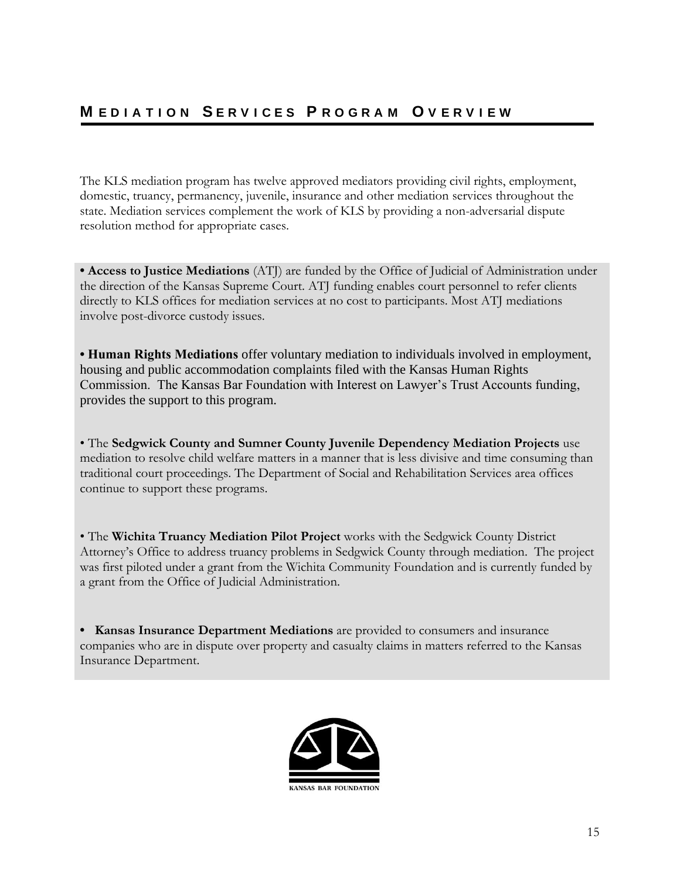# MEDIATION SERVICES PROGRAM OVERVIEW

The KLS mediation program has twelve approved mediators providing civil rights, employment, domestic, truancy, permanency, juvenile, insurance and other mediation services throughout the state. Mediation services complement the work of KLS by providing a non-adversarial dispute resolution method for appropriate cases.

• **Access to Justice Mediations** (ATJ) are funded by the Office of Judicial of Administration under the direction of the Kansas Supreme Court. ATJ funding enables court personnel to refer clients directly to KLS offices for mediation services at no cost to participants. Most ATJ mediations involve post-divorce custody issues.

• **Human Rights Mediations** offer voluntary mediation to individuals involved in employment, housing and public accommodation complaints filed with the Kansas Human Rights Commission. The Kansas Bar Foundation with Interest on Lawyer's Trust Accounts funding, provides the support to this program.

• The **Sedgwick County and Sumner County Juvenile Dependency Mediation Projects** use mediation to resolve child welfare matters in a manner that is less divisive and time consuming than traditional court proceedings. The Department of Social and Rehabilitation Services area offices continue to support these programs.

• The **Wichita Truancy Mediation Pilot Project** works with the Sedgwick County District Attorney's Office to address truancy problems in Sedgwick County through mediation. The project was first piloted under a grant from the Wichita Community Foundation and is currently funded by a grant from the Office of Judicial Administration.

• **Kansas Insurance Department Mediations** are provided to consumers and insurance companies who are in dispute over property and casualty claims in matters referred to the Kansas Insurance Department.

KANSAS BAR FOUNDATION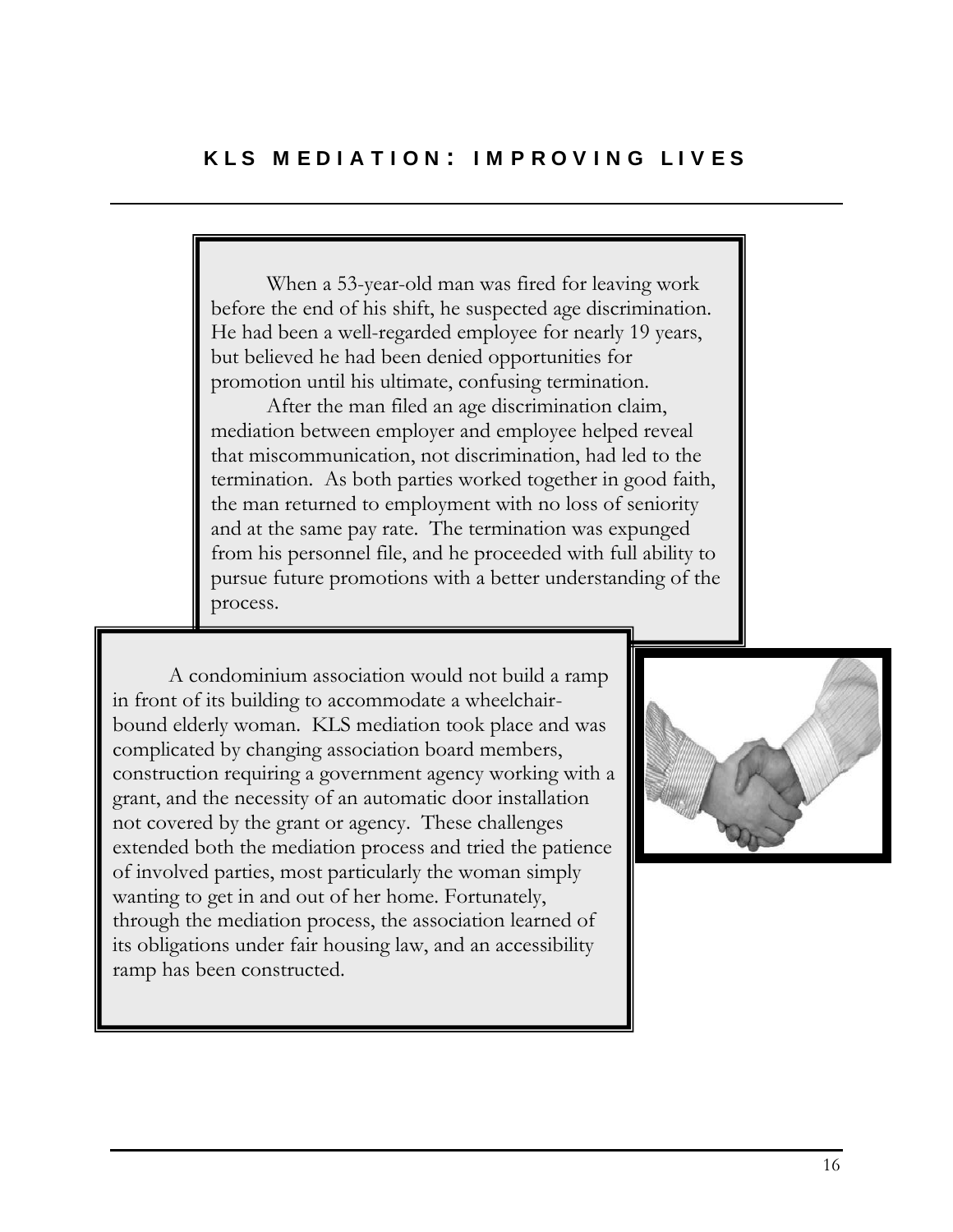## KLS MEDIATION: IMPROVING LIVES

When a 53-year-old man was fired for leaving work before the end of his shift, he suspected age discrimination. He had been a well-regarded employee for nearly 19 years, but believed he had been denied opportunities for promotion until his ultimate, confusing termination.

After the man filed an age discrimination claim, mediation between employer and employee helped reveal that miscommunication, not discrimination, had led to the termination. As both parties worked together in good faith, the man returned to employment with no loss of seniority and at the same pay rate. The termination was expunged from his personnel file, and he proceeded with full ability to pursue future promotions with a better understanding of the process.

A condominium association would not build a ramp in front of its building to accommodate a wheelchair-bound elderly woman. KLS mediation took place and was complicated by changing association board members, construction requiring a government agency working with a grant, and the necessity of an automatic door installation not covered by the grant or agency. These challenges extended both the mediation process and tried the patience of involved parties, most particularly the woman simply wanting to get in and out of her home. Fortunately, through the mediation process, the association learned of its obligations under fair housing law, and an accessibility ramp has been constructed.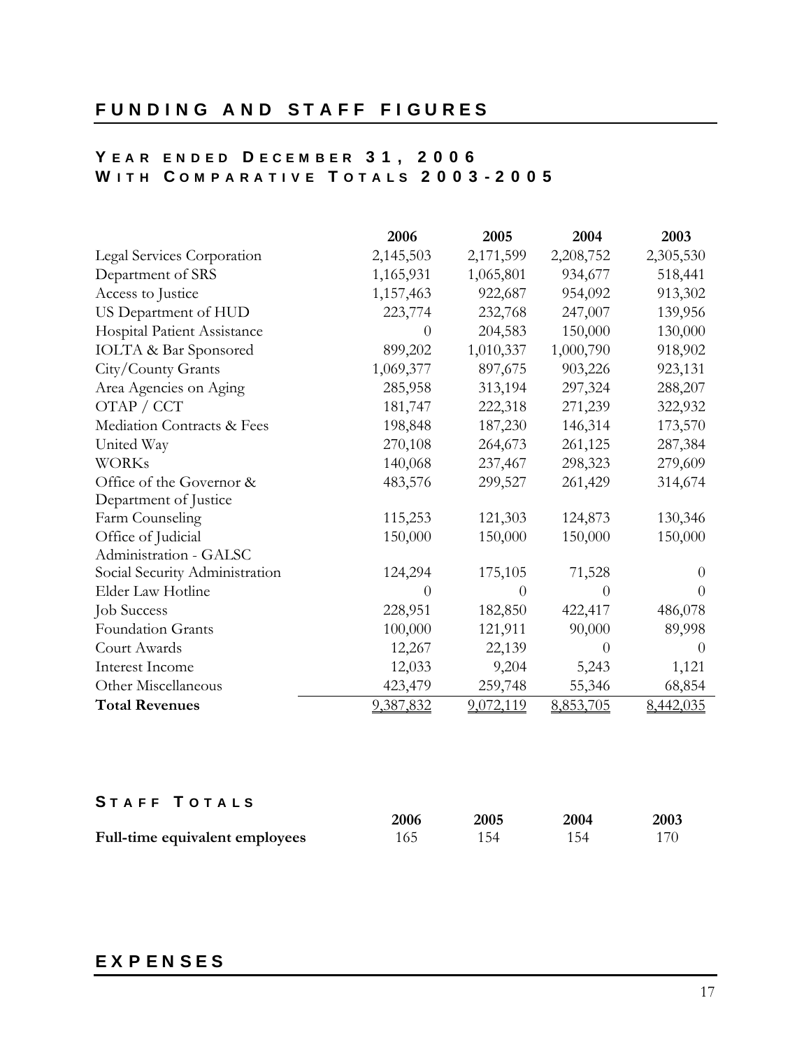# FUNDING AND STAFF FIGURES

## YEAR ENDED DECEMBER 31, 2006
## WITH COMPARATIVE TOTALS 2003-2005

| | 2006 | 2005 | 2004 | 2003 |
|---|---|---|---|---|
| Legal Services Corporation | 2,145,503 | 2,171,599 | 2,208,752 | 2,305,530 |
| Department of SRS | 1,165,931 | 1,065,801 | 934,677 | 518,441 |
| Access to Justice | 1,157,463 | 922,687 | 954,092 | 913,302 |
| US Department of HUD | 223,774 | 232,768 | 247,007 | 139,956 |
| Hospital Patient Assistance | 0 | 204,583 | 150,000 | 130,000 |
| IOLTA & Bar Sponsored | 899,202 | 1,010,337 | 1,000,790 | 918,902 |
| City/County Grants | 1,069,377 | 897,675 | 903,226 | 923,131 |
| Area Agencies on Aging | 285,958 | 313,194 | 297,324 | 288,207 |
| OTAP / CCT | 181,747 | 222,318 | 271,239 | 322,932 |
| Mediation Contracts & Fees | 198,848 | 187,230 | 146,314 | 173,570 |
| United Way | 270,108 | 264,673 | 261,125 | 287,384 |
| WORKs | 140,068 | 237,467 | 298,323 | 279,609 |
| Office of the Governor & Department of Justice | 483,576 | 299,527 | 261,429 | 314,674 |
| Farm Counseling | 115,253 | 121,303 | 124,873 | 130,346 |
| Office of Judicial Administration - GALSC | 150,000 | 150,000 | 150,000 | 150,000 |
| Social Security Administration | 124,294 | 175,105 | 71,528 | 0 |
| Elder Law Hotline | 0 | 0 | 0 | 0 |
| Job Success | 228,951 | 182,850 | 422,417 | 486,078 |
| Foundation Grants | 100,000 | 121,911 | 90,000 | 89,998 |
| Court Awards | 12,267 | 22,139 | 0 | 0 |
| Interest Income | 12,033 | 9,204 | 5,243 | 1,121 |
| Other Miscellaneous | 423,479 | 259,748 | 55,346 | 68,854 |
| **Total Revenues** | 9,387,832 | 9,072,119 | 8,853,705 | 8,442,035 |

## STAFF TOTALS

| | 2006 | 2005 | 2004 | 2003 |
|---|---|---|---|---|
| **Full-time equivalent employees** | 165 | 154 | 154 | 170 |

# EXPENSES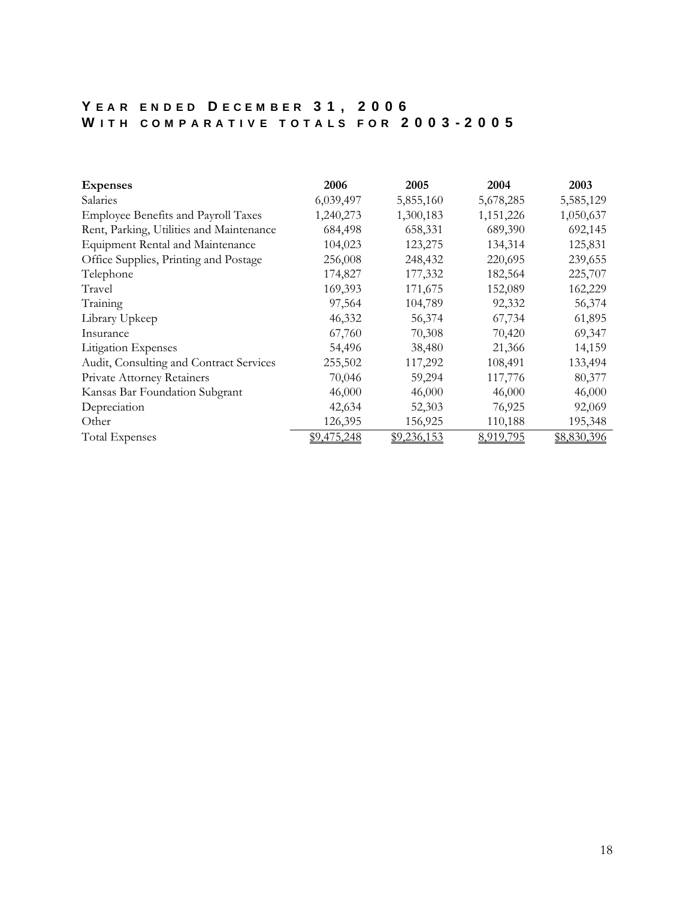## YEAR ENDED DECEMBER 31, 2006
## WITH COMPARATIVE TOTALS FOR 2003-2005

| **Expenses** | **2006** | **2005** | **2004** | **2003** |
|---|---|---|---|---|
| Salaries | 6,039,497 | 5,855,160 | 5,678,285 | 5,585,129 |
| Employee Benefits and Payroll Taxes | 1,240,273 | 1,300,183 | 1,151,226 | 1,050,637 |
| Rent, Parking, Utilities and Maintenance | 684,498 | 658,331 | 689,390 | 692,145 |
| Equipment Rental and Maintenance | 104,023 | 123,275 | 134,314 | 125,831 |
| Office Supplies, Printing and Postage | 256,008 | 248,432 | 220,695 | 239,655 |
| Telephone | 174,827 | 177,332 | 182,564 | 225,707 |
| Travel | 169,393 | 171,675 | 152,089 | 162,229 |
| Training | 97,564 | 104,789 | 92,332 | 56,374 |
| Library Upkeep | 46,332 | 56,374 | 67,734 | 61,895 |
| Insurance | 67,760 | 70,308 | 70,420 | 69,347 |
| Litigation Expenses | 54,496 | 38,480 | 21,366 | 14,159 |
| Audit, Consulting and Contract Services | 255,502 | 117,292 | 108,491 | 133,494 |
| Private Attorney Retainers | 70,046 | 59,294 | 117,776 | 80,377 |
| Kansas Bar Foundation Subgrant | 46,000 | 46,000 | 46,000 | 46,000 |
| Depreciation | 42,634 | 52,303 | 76,925 | 92,069 |
| Other | 126,395 | 156,925 | 110,188 | 195,348 |
| Total Expenses | $9,475,248 | $9,236,153 | 8,919,795 | $8,830,396 |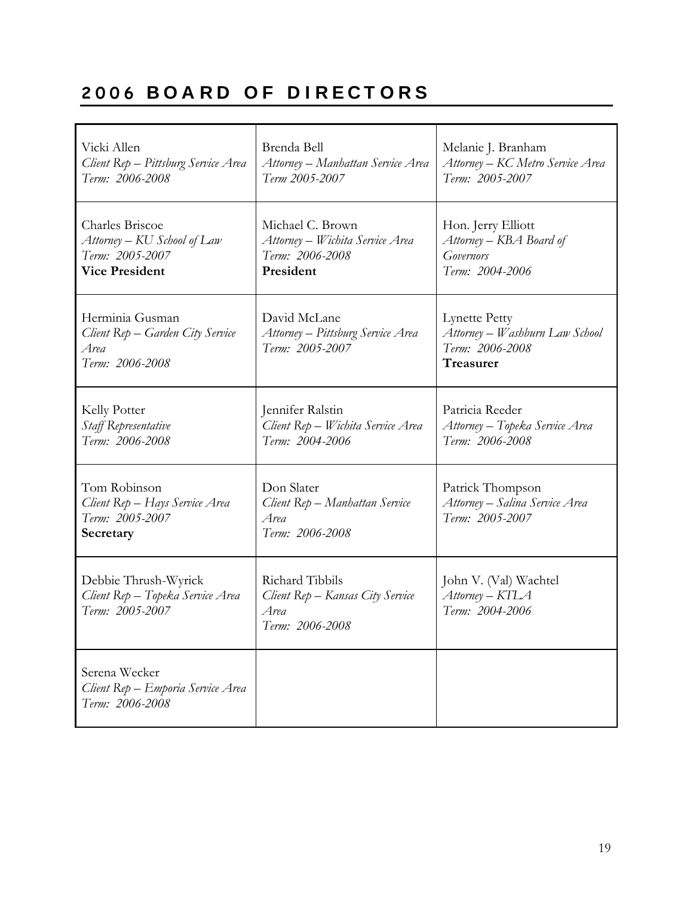# 2006 BOARD OF DIRECTORS

| | | |
|---|---|---|
| Vicki Allen<br>*Client Rep – Pittsburg Service Area*<br>*Term: 2006-2008* | Brenda Bell<br>*Attorney – Manhattan Service Area*<br>*Term 2005-2007* | Melanie J. Branham<br>*Attorney – KC Metro Service Area*<br>*Term: 2005-2007* |
| Charles Briscoe<br>*Attorney – KU School of Law*<br>*Term: 2005-2007*<br>**Vice President** | Michael C. Brown<br>*Attorney – Wichita Service Area*<br>*Term: 2006-2008*<br>**President** | Hon. Jerry Elliott<br>*Attorney – KBA Board of Governors*<br>*Term: 2004-2006* |
| Herminia Gusman<br>*Client Rep – Garden City Service Area*<br>*Term: 2006-2008* | David McLane<br>*Attorney – Pittsburg Service Area*<br>*Term: 2005-2007* | Lynette Petty<br>*Attorney – Washburn Law School*<br>*Term: 2006-2008*<br>**Treasurer** |
| Kelly Potter<br>*Staff Representative*<br>*Term: 2006-2008* | Jennifer Ralstin<br>*Client Rep – Wichita Service Area*<br>*Term: 2004-2006* | Patricia Reeder<br>*Attorney – Topeka Service Area*<br>*Term: 2006-2008* |
| Tom Robinson<br>*Client Rep – Hays Service Area*<br>*Term: 2005-2007*<br>**Secretary** | Don Slater<br>*Client Rep – Manhattan Service Area*<br>*Term: 2006-2008* | Patrick Thompson<br>*Attorney – Salina Service Area*<br>*Term: 2005-2007* |
| Debbie Thrush-Wyrick<br>*Client Rep – Topeka Service Area*<br>*Term: 2005-2007* | Richard Tibbils<br>*Client Rep – Kansas City Service Area*<br>*Term: 2006-2008* | John V. (Val) Wachtel<br>*Attorney – KTLA*<br>*Term: 2004-2006* |
| Serena Wecker<br>*Client Rep – Emporia Service Area*<br>*Term: 2006-2008* | | |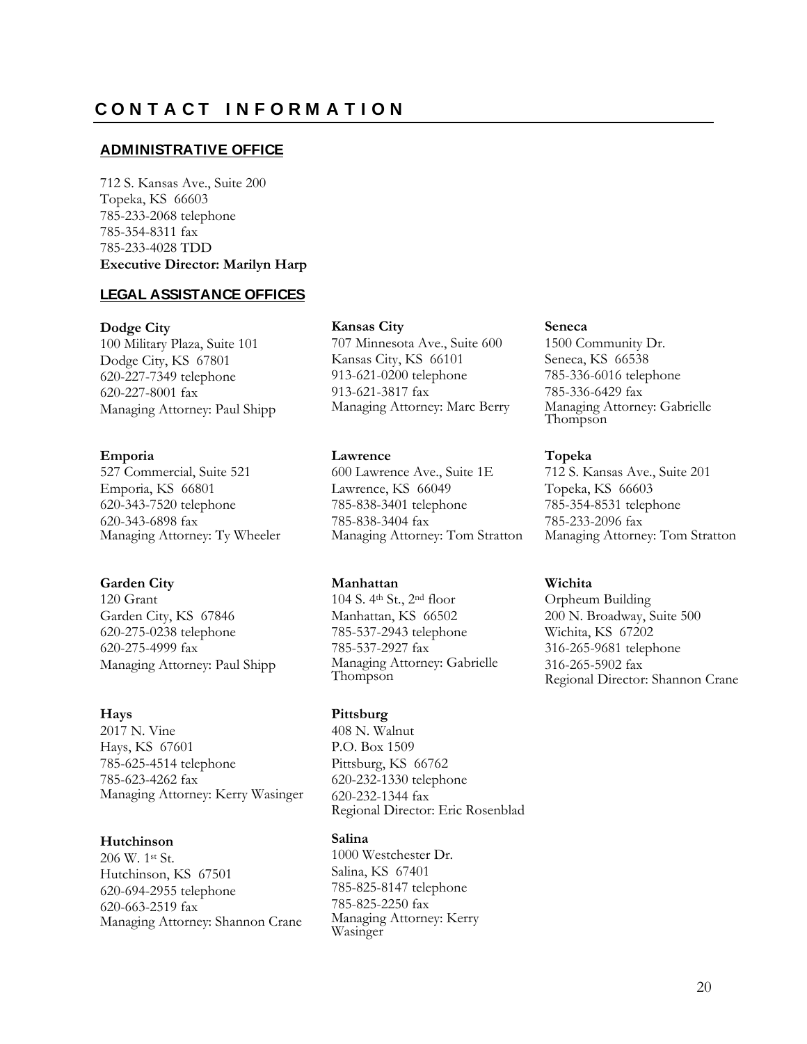# CONTACT INFORMATION

## ADMINISTRATIVE OFFICE

712 S. Kansas Ave., Suite 200
Topeka, KS 66603
785-233-2068 telephone
785-354-8311 fax
785-233-4028 TDD
**Executive Director: Marilyn Harp**

## LEGAL ASSISTANCE OFFICES

**Dodge City**
100 Military Plaza, Suite 101
Dodge City, KS 67801
620-227-7349 telephone
620-227-8001 fax
Managing Attorney: Paul Shipp

**Emporia**
527 Commercial, Suite 521
Emporia, KS 66801
620-343-7520 telephone
620-343-6898 fax
Managing Attorney: Ty Wheeler

**Garden City**
120 Grant
Garden City, KS 67846
620-275-0238 telephone
620-275-4999 fax
Managing Attorney: Paul Shipp

**Hays**
2017 N. Vine
Hays, KS 67601
785-625-4514 telephone
785-623-4262 fax
Managing Attorney: Kerry Wasinger

**Hutchinson**
206 W. 1st St.
Hutchinson, KS 67501
620-694-2955 telephone
620-663-2519 fax
Managing Attorney: Shannon Crane

**Kansas City**
707 Minnesota Ave., Suite 600
Kansas City, KS 66101
913-621-0200 telephone
913-621-3817 fax
Managing Attorney: Marc Berry

**Lawrence**
600 Lawrence Ave., Suite 1E
Lawrence, KS 66049
785-838-3401 telephone
785-838-3404 fax
Managing Attorney: Tom Stratton

**Manhattan**
104 S. 4th St., 2nd floor
Manhattan, KS 66502
785-537-2943 telephone
785-537-2927 fax
Managing Attorney: Gabrielle Thompson

**Pittsburg**
408 N. Walnut
P.O. Box 1509
Pittsburg, KS 66762
620-232-1330 telephone
620-232-1344 fax
Regional Director: Eric Rosenblad

**Salina**
1000 Westchester Dr.
Salina, KS 67401
785-825-8147 telephone
785-825-2250 fax
Managing Attorney: Kerry Wasinger

**Seneca**
1500 Community Dr.
Seneca, KS 66538
785-336-6016 telephone
785-336-6429 fax
Managing Attorney: Gabrielle Thompson

**Topeka**
712 S. Kansas Ave., Suite 201
Topeka, KS 66603
785-354-8531 telephone
785-233-2096 fax
Managing Attorney: Tom Stratton

**Wichita**
Orpheum Building
200 N. Broadway, Suite 500
Wichita, KS 67202
316-265-9681 telephone
316-265-5902 fax
Regional Director: Shannon Crane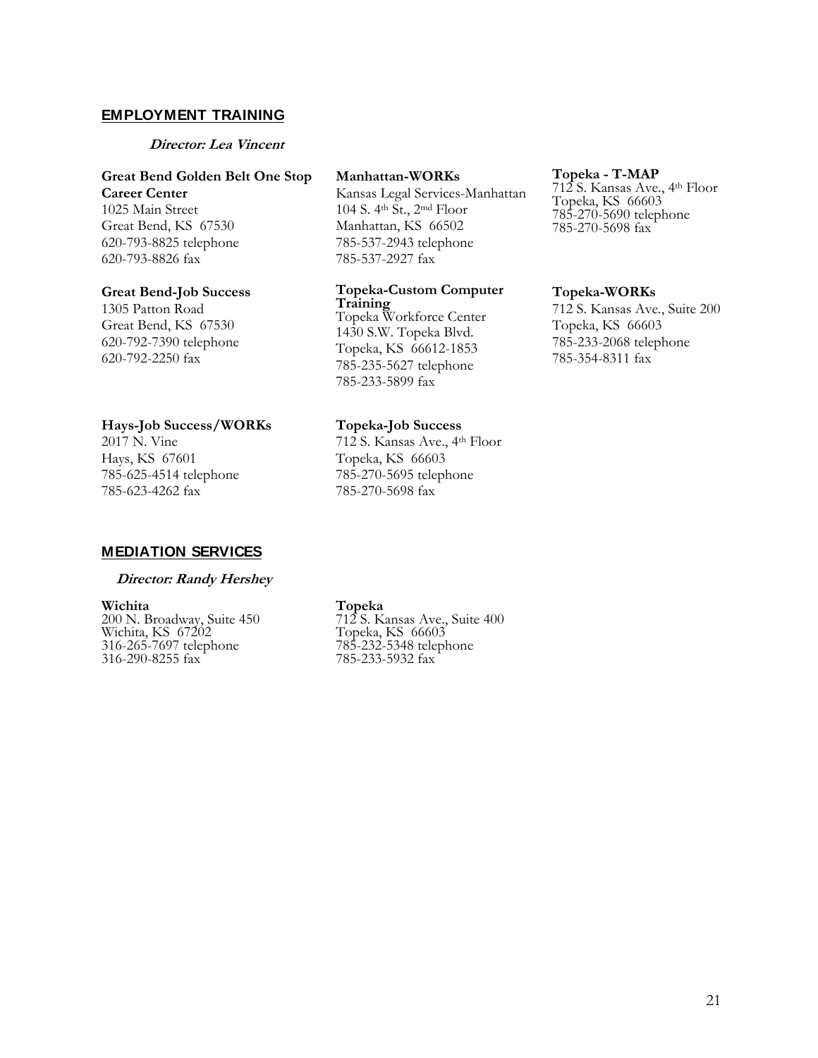## EMPLOYMENT TRAINING

***Director: Lea Vincent***

**Great Bend Golden Belt One Stop Career Center**
1025 Main Street
Great Bend, KS 67530
620-793-8825 telephone
620-793-8826 fax

**Great Bend-Job Success**
1305 Patton Road
Great Bend, KS 67530
620-792-7390 telephone
620-792-2250 fax

**Hays-Job Success/WORKs**
2017 N. Vine
Hays, KS 67601
785-625-4514 telephone
785-623-4262 fax

**Manhattan-WORKs**
Kansas Legal Services-Manhattan
104 S. 4th St., 2md Floor
Manhattan, KS 66502
785-537-2943 telephone
785-537-2927 fax

**Topeka-Custom Computer Training**
Topeka Workforce Center
1430 S.W. Topeka Blvd.
Topeka, KS 66612-1853
785-235-5627 telephone
785-233-5899 fax

**Topeka-Job Success**
712 S. Kansas Ave., 4th Floor
Topeka, KS 66603
785-270-5695 telephone
785-270-5698 fax

**Topeka - T-MAP**
712 S. Kansas Ave., 4th Floor
Topeka, KS 66603
785-270-5690 telephone
785-270-5698 fax

**Topeka-WORKs**
712 S. Kansas Ave., Suite 200
Topeka, KS 66603
785-233-2068 telephone
785-354-8311 fax

## MEDIATION SERVICES

***Director: Randy Hershey***

**Wichita**
200 N. Broadway, Suite 450
Wichita, KS 67202
316-265-7697 telephone
316-290-8255 fax

**Topeka**
712 S. Kansas Ave., Suite 400
Topeka, KS 66603
785-232-5348 telephone
785-233-5932 fax